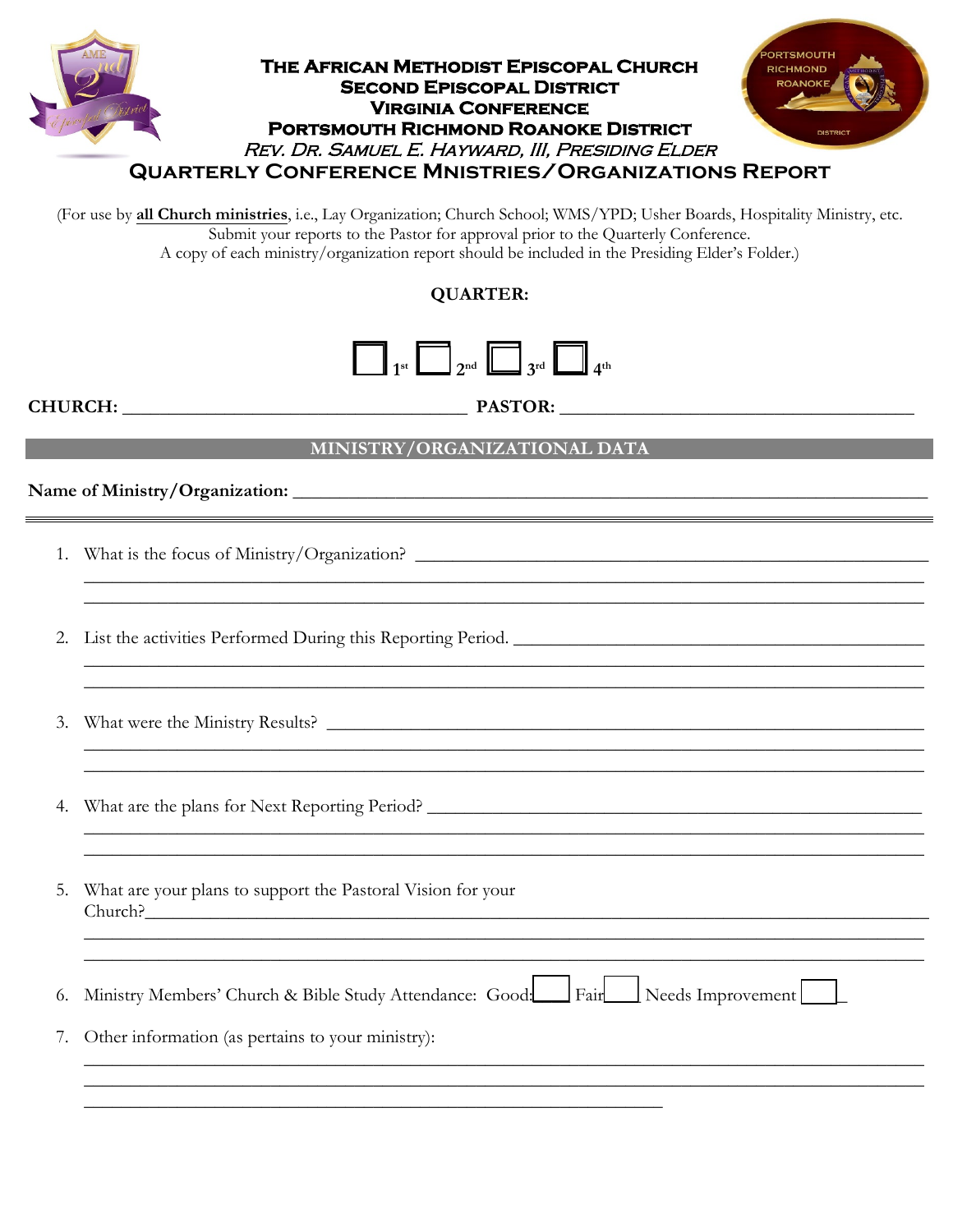# The African Methodist Episcopal Church

## Second Episcopal District

## Virginia Conference

## Portsmouth Richmond Roanoke District

*Rev. Dr. Samuel E. Hayward, III, Presiding Elder*

## Quarterly Conference Mnistries/Organizations Report

(For use by **all Church ministries**, i.e., Lay Organization; Church School; WMS/YPD; Usher Boards, Hospitality Ministry, etc. Submit your reports to the Pastor for approval prior to the Quarterly Conference. A copy of each ministry/organization report should be included in the Presiding Elder's Folder.)

**QUARTER:**

☐ 1st ☐ 2nd ☐ 3rd ☐ 4th

**CHURCH:** ______________________________ **PASTOR:** ______________________________

### MINISTRY/ORGANIZATIONAL DATA

**Name of Ministry/Organization:** ______________________________

1. What is the focus of Ministry/Organization? ______________________________
2. List the activities Performed During this Reporting Period. ______________________________
3. What were the Ministry Results? ______________________________
4. What are the plans for Next Reporting Period? ______________________________
5. What are your plans to support the Pastoral Vision for your Church?______________________________
6. Ministry Members' Church & Bible Study Attendance: Good: ☐ Fair ☐ Needs Improvement ☐
7. Other information (as pertains to your ministry):

______________________________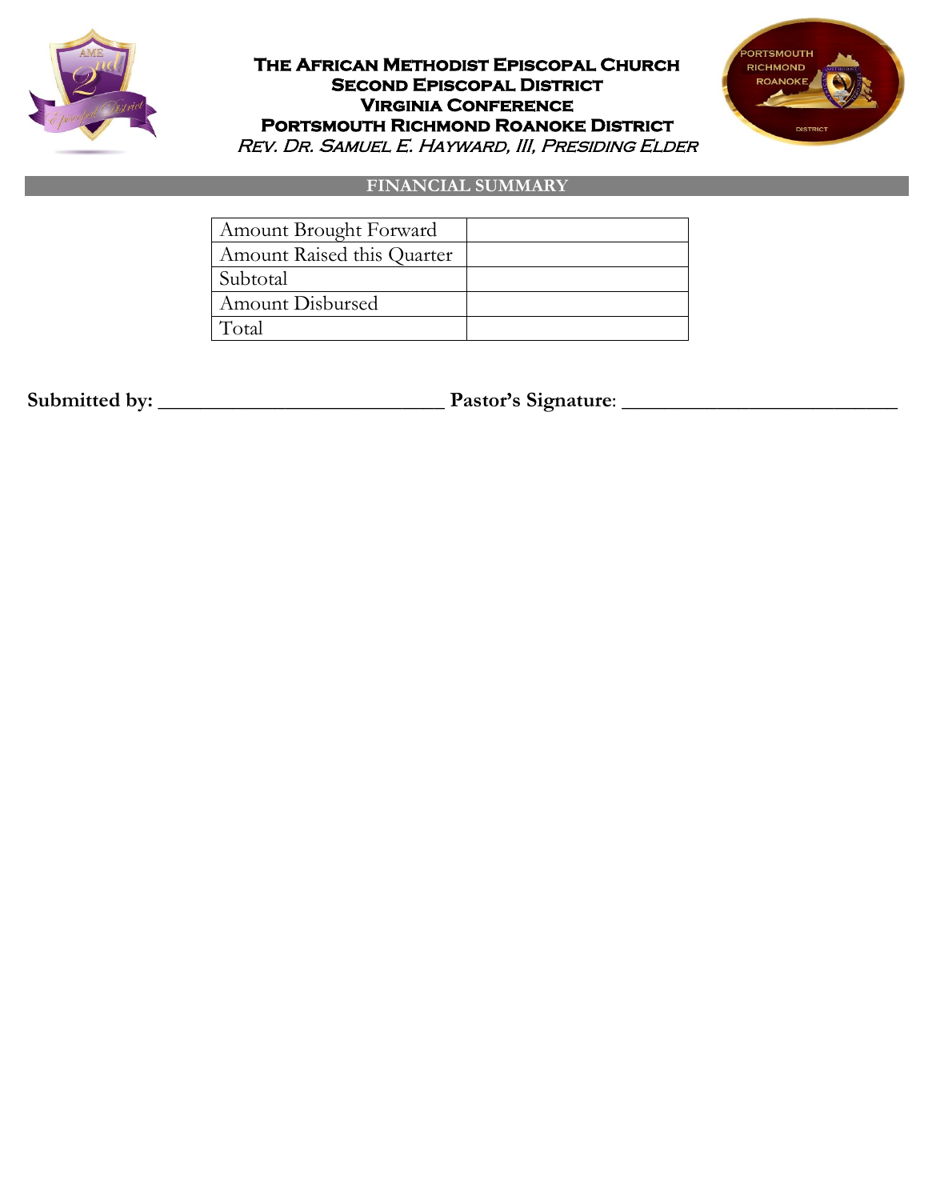**The African Methodist Episcopal Church**
**Second Episcopal District**
**Virginia Conference**
**Portsmouth Richmond Roanoke District**
*Rev. Dr. Samuel E. Hayward, III, Presiding Elder*

## FINANCIAL SUMMARY

| | |
|---|---|
| Amount Brought Forward | |
| Amount Raised this Quarter | |
| Subtotal | |
| Amount Disbursed | |
| Total | |

**Submitted by:** ___________________________ **Pastor's Signature**: ___________________________